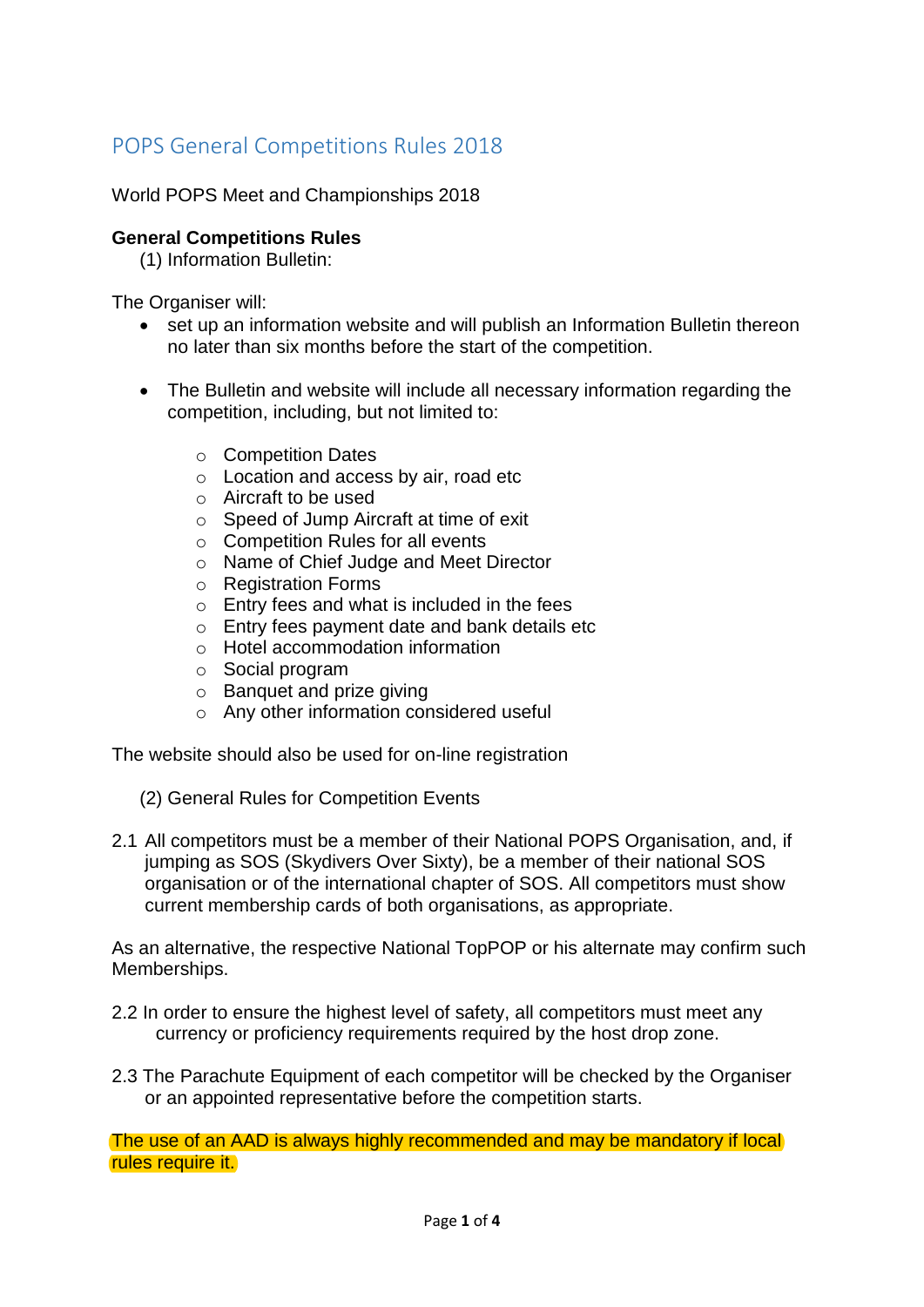# POPS General Competitions Rules 2018

World POPS Meet and Championships 2018

**General Competitions Rules**

(1) Information Bulletin:

The Organiser will:

- set up an information website and will publish an Information Bulletin thereon no later than six months before the start of the competition.

- The Bulletin and website will include all necessary information regarding the competition, including, but not limited to:

    - Competition Dates
    - Location and access by air, road etc
    - Aircraft to be used
    - Speed of Jump Aircraft at time of exit
    - Competition Rules for all events
    - Name of Chief Judge and Meet Director
    - Registration Forms
    - Entry fees and what is included in the fees
    - Entry fees payment date and bank details etc
    - Hotel accommodation information
    - Social program
    - Banquet and prize giving
    - Any other information considered useful

The website should also be used for on-line registration

(2) General Rules for Competition Events

2.1 All competitors must be a member of their National POPS Organisation, and, if jumping as SOS (Skydivers Over Sixty), be a member of their national SOS organisation or of the international chapter of SOS. All competitors must show current membership cards of both organisations, as appropriate.

As an alternative, the respective National TopPOP or his alternate may confirm such Memberships.

2.2 In order to ensure the highest level of safety, all competitors must meet any currency or proficiency requirements required by the host drop zone.

2.3 The Parachute Equipment of each competitor will be checked by the Organiser or an appointed representative before the competition starts.

The use of an AAD is always highly recommended and may be mandatory if local rules require it.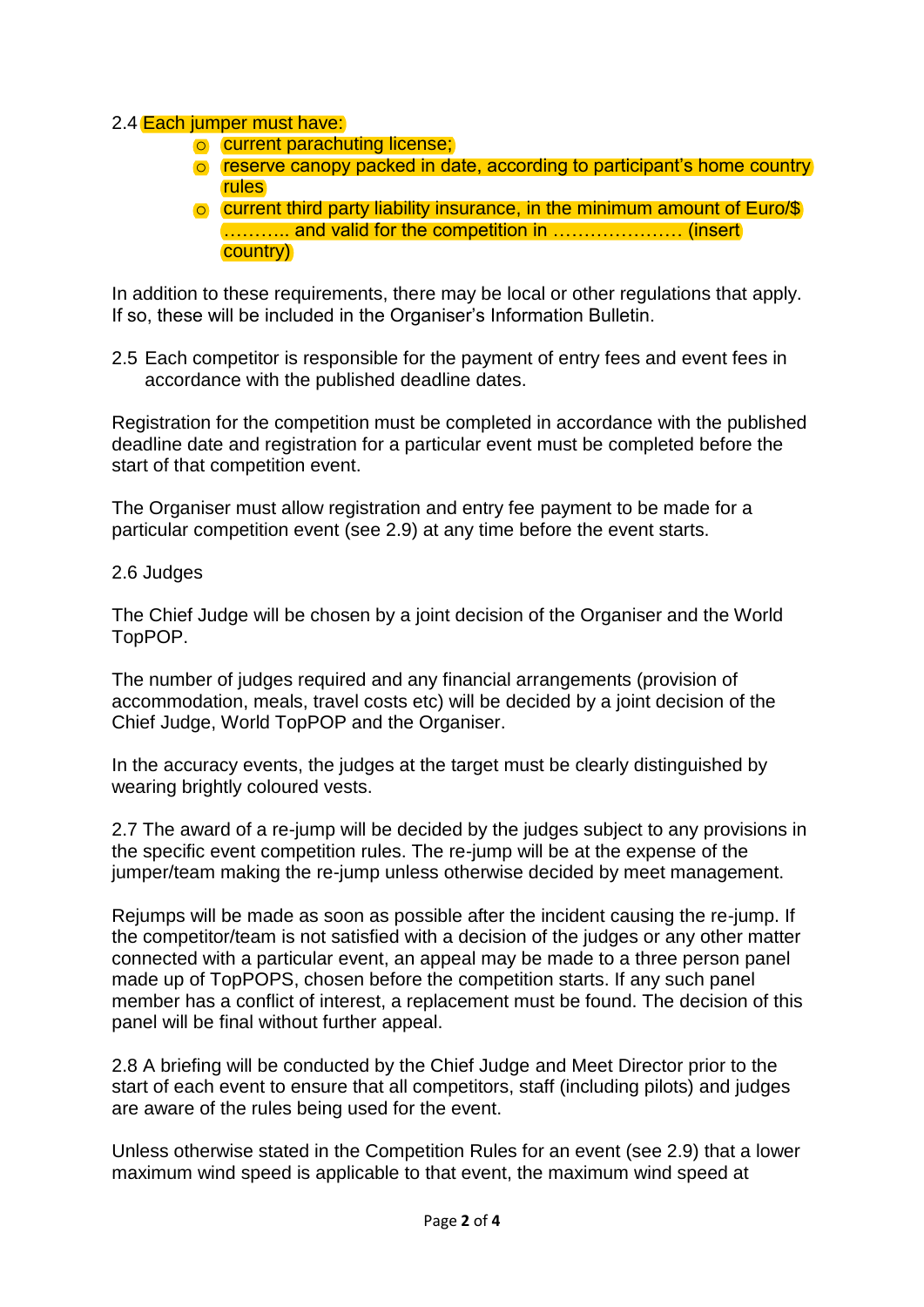2.4 Each jumper must have:

- current parachuting license;
- reserve canopy packed in date, according to participant's home country rules
- current third party liability insurance, in the minimum amount of Euro/$ ……….. and valid for the competition in ………………… (insert country)

In addition to these requirements, there may be local or other regulations that apply. If so, these will be included in the Organiser's Information Bulletin.

2.5 Each competitor is responsible for the payment of entry fees and event fees in accordance with the published deadline dates.

Registration for the competition must be completed in accordance with the published deadline date and registration for a particular event must be completed before the start of that competition event.

The Organiser must allow registration and entry fee payment to be made for a particular competition event (see 2.9) at any time before the event starts.

2.6 Judges

The Chief Judge will be chosen by a joint decision of the Organiser and the World TopPOP.

The number of judges required and any financial arrangements (provision of accommodation, meals, travel costs etc) will be decided by a joint decision of the Chief Judge, World TopPOP and the Organiser.

In the accuracy events, the judges at the target must be clearly distinguished by wearing brightly coloured vests.

2.7 The award of a re-jump will be decided by the judges subject to any provisions in the specific event competition rules. The re-jump will be at the expense of the jumper/team making the re-jump unless otherwise decided by meet management.

Rejumps will be made as soon as possible after the incident causing the re-jump. If the competitor/team is not satisfied with a decision of the judges or any other matter connected with a particular event, an appeal may be made to a three person panel made up of TopPOPS, chosen before the competition starts. If any such panel member has a conflict of interest, a replacement must be found. The decision of this panel will be final without further appeal.

2.8 A briefing will be conducted by the Chief Judge and Meet Director prior to the start of each event to ensure that all competitors, staff (including pilots) and judges are aware of the rules being used for the event.

Unless otherwise stated in the Competition Rules for an event (see 2.9) that a lower maximum wind speed is applicable to that event, the maximum wind speed at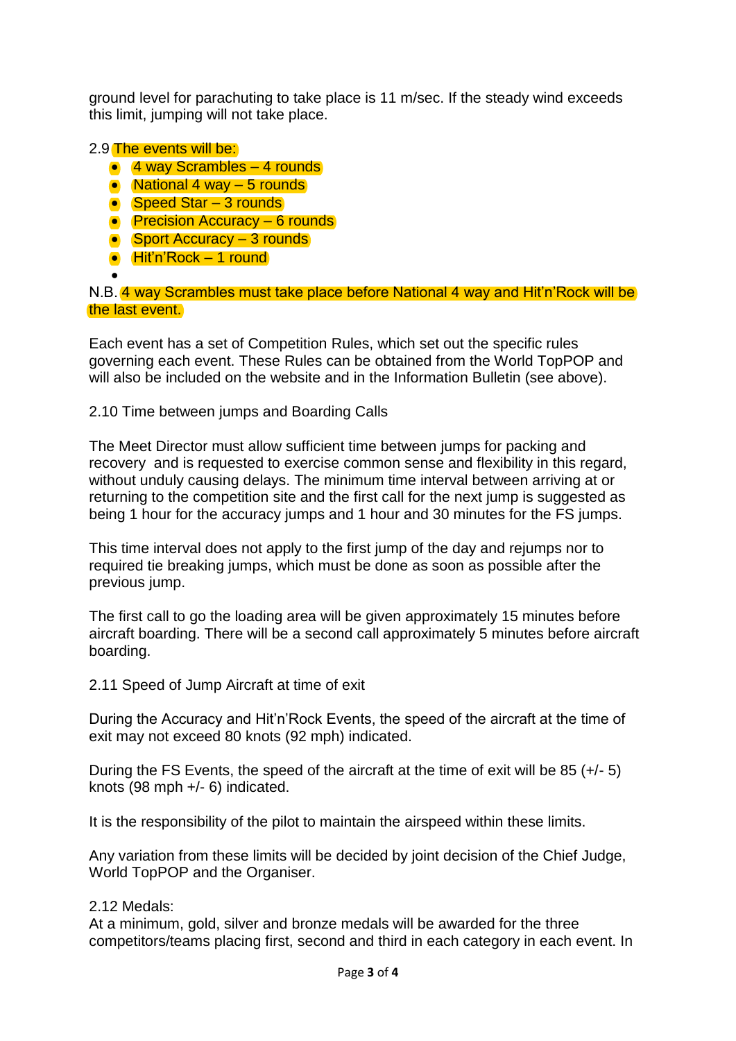ground level for parachuting to take place is 11 m/sec. If the steady wind exceeds this limit, jumping will not take place.

2.9 The events will be:

- 4 way Scrambles – 4 rounds
- National 4 way – 5 rounds
- Speed Star – 3 rounds
- Precision Accuracy – 6 rounds
- Sport Accuracy – 3 rounds
- Hit'n'Rock – 1 round

N.B. 4 way Scrambles must take place before National 4 way and Hit'n'Rock will be the last event.

Each event has a set of Competition Rules, which set out the specific rules governing each event. These Rules can be obtained from the World TopPOP and will also be included on the website and in the Information Bulletin (see above).

2.10 Time between jumps and Boarding Calls

The Meet Director must allow sufficient time between jumps for packing and recovery and is requested to exercise common sense and flexibility in this regard, without unduly causing delays. The minimum time interval between arriving at or returning to the competition site and the first call for the next jump is suggested as being 1 hour for the accuracy jumps and 1 hour and 30 minutes for the FS jumps.

This time interval does not apply to the first jump of the day and rejumps nor to required tie breaking jumps, which must be done as soon as possible after the previous jump.

The first call to go the loading area will be given approximately 15 minutes before aircraft boarding. There will be a second call approximately 5 minutes before aircraft boarding.

2.11 Speed of Jump Aircraft at time of exit

During the Accuracy and Hit'n'Rock Events, the speed of the aircraft at the time of exit may not exceed 80 knots (92 mph) indicated.

During the FS Events, the speed of the aircraft at the time of exit will be 85 (+/- 5) knots (98 mph +/- 6) indicated.

It is the responsibility of the pilot to maintain the airspeed within these limits.

Any variation from these limits will be decided by joint decision of the Chief Judge, World TopPOP and the Organiser.

2.12 Medals:
At a minimum, gold, silver and bronze medals will be awarded for the three competitors/teams placing first, second and third in each category in each event. In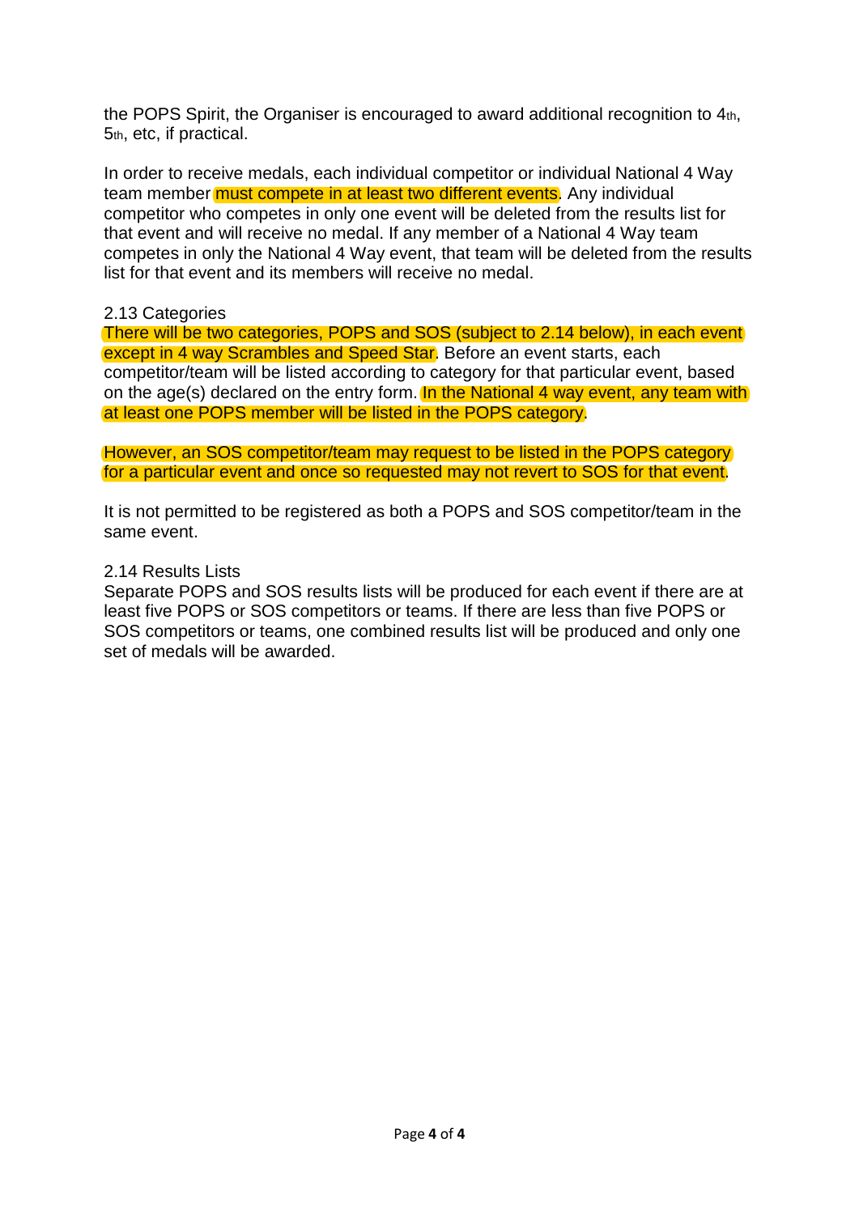the POPS Spirit, the Organiser is encouraged to award additional recognition to 4th, 5th, etc, if practical.

In order to receive medals, each individual competitor or individual National 4 Way team member must compete in at least two different events. Any individual competitor who competes in only one event will be deleted from the results list for that event and will receive no medal. If any member of a National 4 Way team competes in only the National 4 Way event, that team will be deleted from the results list for that event and its members will receive no medal.

2.13 Categories

There will be two categories, POPS and SOS (subject to 2.14 below), in each event except in 4 way Scrambles and Speed Star. Before an event starts, each competitor/team will be listed according to category for that particular event, based on the age(s) declared on the entry form. In the National 4 way event, any team with at least one POPS member will be listed in the POPS category.

However, an SOS competitor/team may request to be listed in the POPS category for a particular event and once so requested may not revert to SOS for that event.

It is not permitted to be registered as both a POPS and SOS competitor/team in the same event.

2.14 Results Lists

Separate POPS and SOS results lists will be produced for each event if there are at least five POPS or SOS competitors or teams. If there are less than five POPS or SOS competitors or teams, one combined results list will be produced and only one set of medals will be awarded.